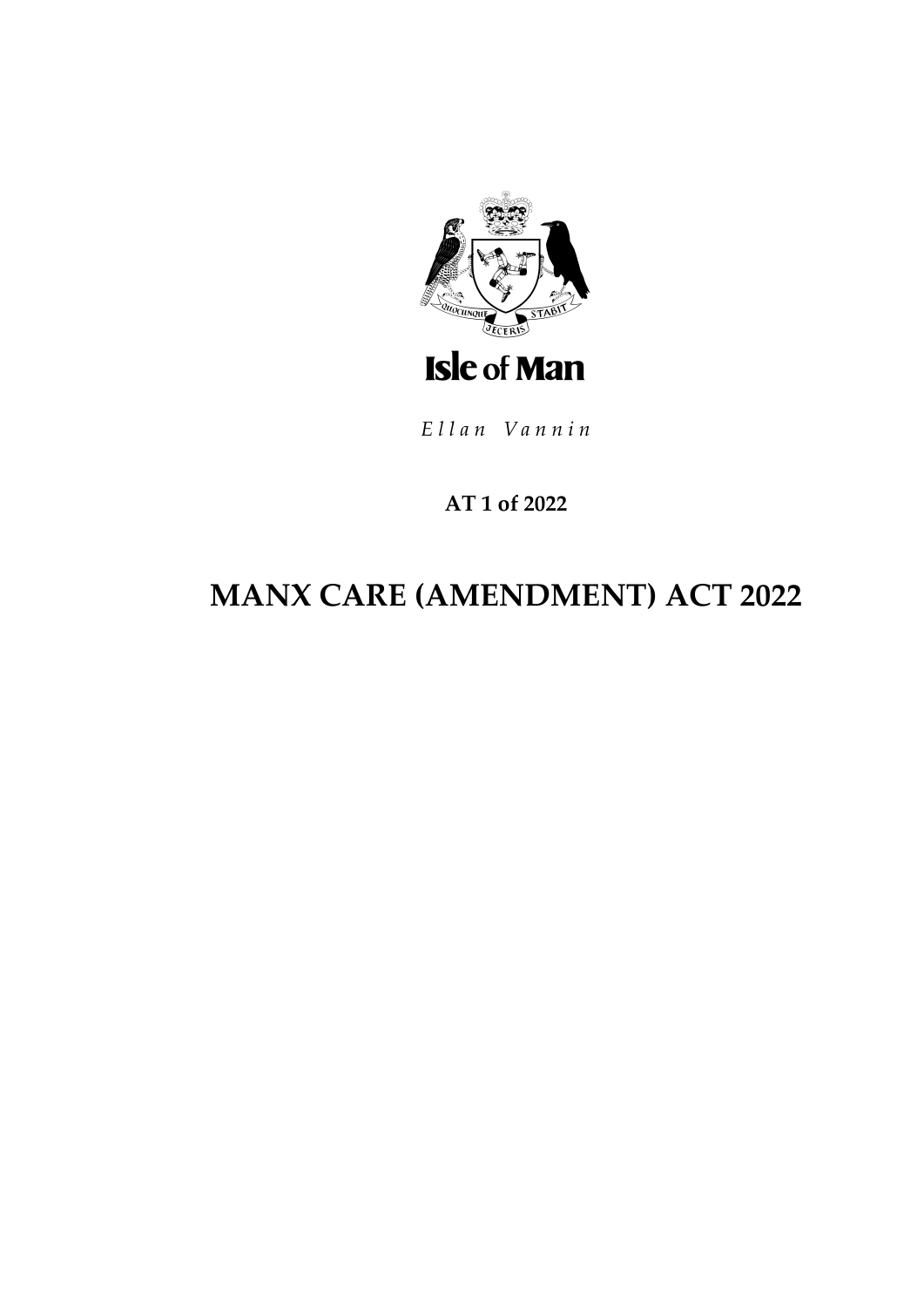Isle of Man

*Ellan Vannin*

**AT 1 of 2022**

# MANX CARE (AMENDMENT) ACT 2022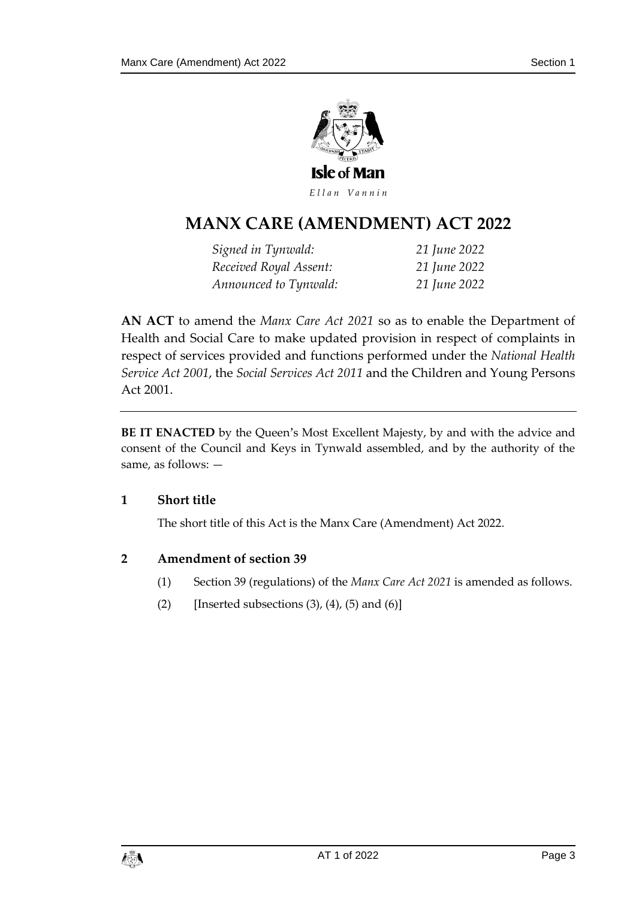# MANX CARE (AMENDMENT) ACT 2022

| | |
|---|---|
| *Signed in Tynwald:* | *21 June 2022* |
| *Received Royal Assent:* | *21 June 2022* |
| *Announced to Tynwald:* | *21 June 2022* |

**AN ACT** to amend the *Manx Care Act 2021* so as to enable the Department of Health and Social Care to make updated provision in respect of complaints in respect of services provided and functions performed under the *National Health Service Act 2001*, the *Social Services Act 2011* and the Children and Young Persons Act 2001.

---

**BE IT ENACTED** by the Queen's Most Excellent Majesty, by and with the advice and consent of the Council and Keys in Tynwald assembled, and by the authority of the same, as follows: —

### 1 Short title

The short title of this Act is the Manx Care (Amendment) Act 2022.

### 2 Amendment of section 39

(1) Section 39 (regulations) of the *Manx Care Act 2021* is amended as follows.

(2) [Inserted subsections (3), (4), (5) and (6)]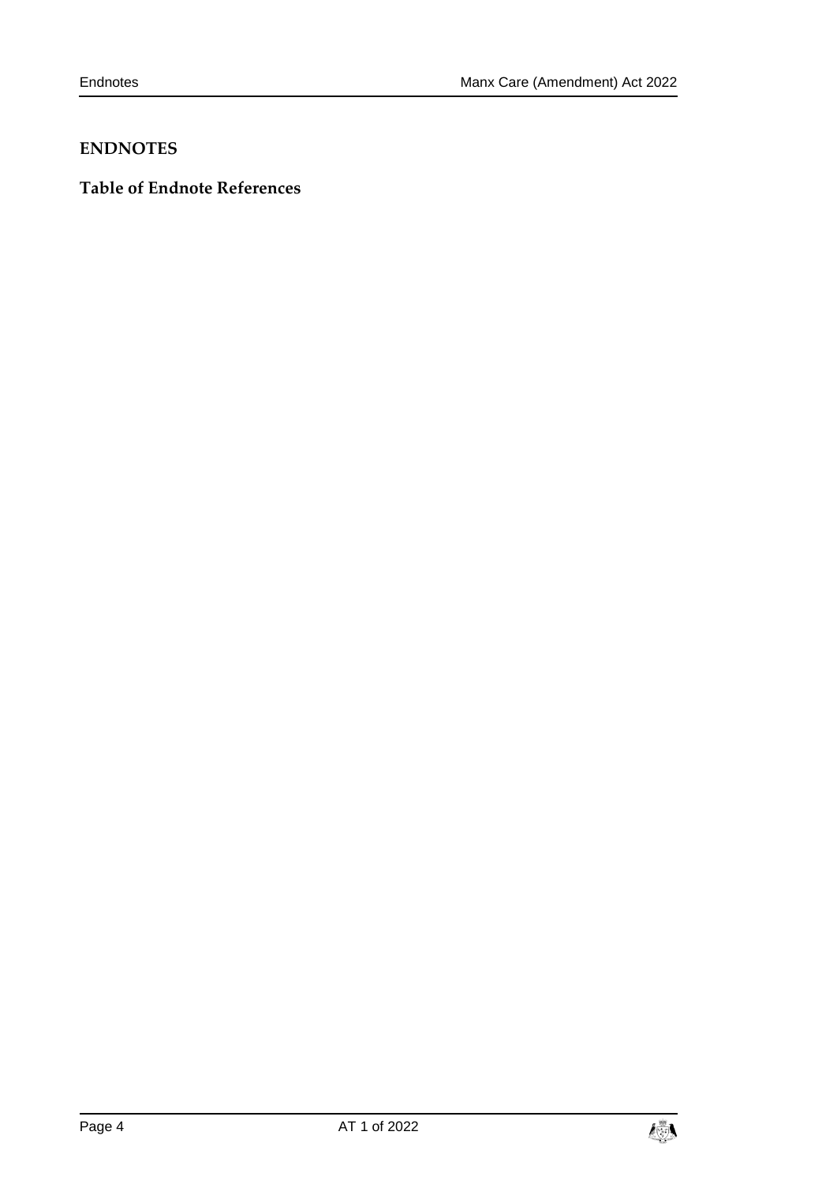## ENDNOTES

### Table of Endnote References